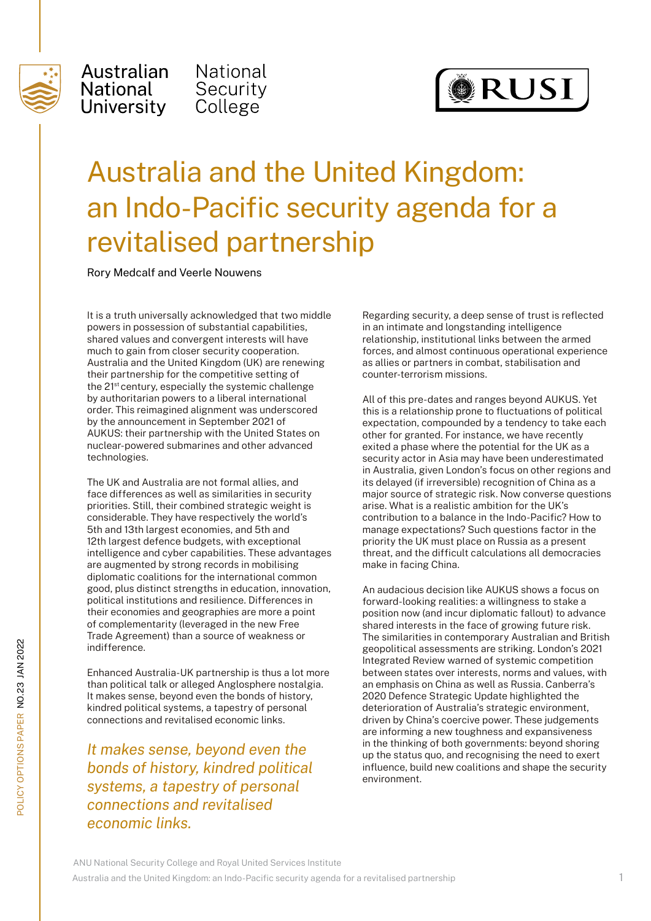Australian National University | National Security College

RUSI

# Australia and the United Kingdom: an Indo-Pacific security agenda for a revitalised partnership

Rory Medcalf and Veerle Nouwens

It is a truth universally acknowledged that two middle powers in possession of substantial capabilities, shared values and convergent interests will have much to gain from closer security cooperation. Australia and the United Kingdom (UK) are renewing their partnership for the competitive setting of the 21st century, especially the systemic challenge by authoritarian powers to a liberal international order. This reimagined alignment was underscored by the announcement in September 2021 of AUKUS: their partnership with the United States on nuclear-powered submarines and other advanced technologies.

The UK and Australia are not formal allies, and face differences as well as similarities in security priorities. Still, their combined strategic weight is considerable. They have respectively the world's 5th and 13th largest economies, and 5th and 12th largest defence budgets, with exceptional intelligence and cyber capabilities. These advantages are augmented by strong records in mobilising diplomatic coalitions for the international common good, plus distinct strengths in education, innovation, political institutions and resilience. Differences in their economies and geographies are more a point of complementarity (leveraged in the new Free Trade Agreement) than a source of weakness or indifference.

Enhanced Australia-UK partnership is thus a lot more than political talk or alleged Anglosphere nostalgia. It makes sense, beyond even the bonds of history, kindred political systems, a tapestry of personal connections and revitalised economic links.

*It makes sense, beyond even the bonds of history, kindred political systems, a tapestry of personal connections and revitalised economic links.*

Regarding security, a deep sense of trust is reflected in an intimate and longstanding intelligence relationship, institutional links between the armed forces, and almost continuous operational experience as allies or partners in combat, stabilisation and counter-terrorism missions.

All of this pre-dates and ranges beyond AUKUS. Yet this is a relationship prone to fluctuations of political expectation, compounded by a tendency to take each other for granted. For instance, we have recently exited a phase where the potential for the UK as a security actor in Asia may have been underestimated in Australia, given London's focus on other regions and its delayed (if irreversible) recognition of China as a major source of strategic risk. Now converse questions arise. What is a realistic ambition for the UK's contribution to a balance in the Indo-Pacific? How to manage expectations? Such questions factor in the priority the UK must place on Russia as a present threat, and the difficult calculations all democracies make in facing China.

An audacious decision like AUKUS shows a focus on forward-looking realities: a willingness to stake a position now (and incur diplomatic fallout) to advance shared interests in the face of growing future risk. The similarities in contemporary Australian and British geopolitical assessments are striking. London's 2021 Integrated Review warned of systemic competition between states over interests, norms and values, with an emphasis on China as well as Russia. Canberra's 2020 Defence Strategic Update highlighted the deterioration of Australia's strategic environment, driven by China's coercive power. These judgements are informing a new toughness and expansiveness in the thinking of both governments: beyond shoring up the status quo, and recognising the need to exert influence, build new coalitions and shape the security environment.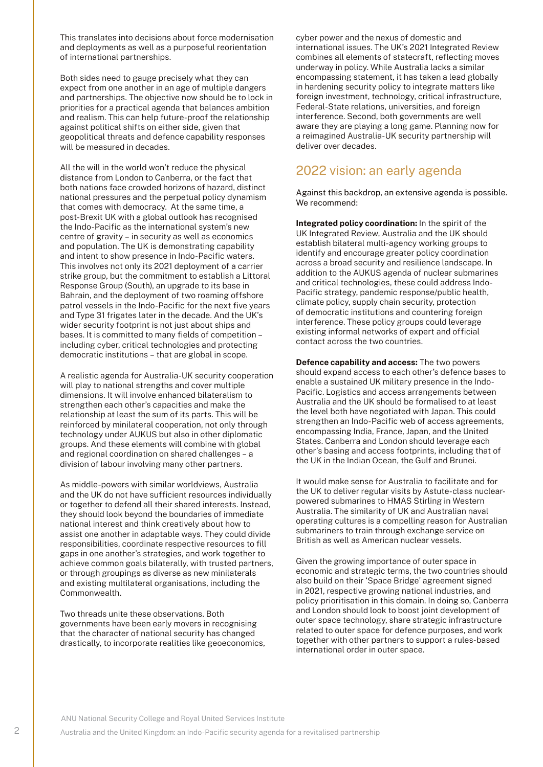This translates into decisions about force modernisation and deployments as well as a purposeful reorientation of international partnerships.

Both sides need to gauge precisely what they can expect from one another in an age of multiple dangers and partnerships. The objective now should be to lock in priorities for a practical agenda that balances ambition and realism. This can help future-proof the relationship against political shifts on either side, given that geopolitical threats and defence capability responses will be measured in decades.

All the will in the world won't reduce the physical distance from London to Canberra, or the fact that both nations face crowded horizons of hazard, distinct national pressures and the perpetual policy dynamism that comes with democracy. At the same time, a post-Brexit UK with a global outlook has recognised the Indo-Pacific as the international system's new centre of gravity – in security as well as economics and population. The UK is demonstrating capability and intent to show presence in Indo-Pacific waters. This involves not only its 2021 deployment of a carrier strike group, but the commitment to establish a Littoral Response Group (South), an upgrade to its base in Bahrain, and the deployment of two roaming offshore patrol vessels in the Indo-Pacific for the next five years and Type 31 frigates later in the decade. And the UK's wider security footprint is not just about ships and bases. It is committed to many fields of competition – including cyber, critical technologies and protecting democratic institutions – that are global in scope.

A realistic agenda for Australia-UK security cooperation will play to national strengths and cover multiple dimensions. It will involve enhanced bilateralism to strengthen each other's capacities and make the relationship at least the sum of its parts. This will be reinforced by minilateral cooperation, not only through technology under AUKUS but also in other diplomatic groups. And these elements will combine with global and regional coordination on shared challenges – a division of labour involving many other partners.

As middle-powers with similar worldviews, Australia and the UK do not have sufficient resources individually or together to defend all their shared interests. Instead, they should look beyond the boundaries of immediate national interest and think creatively about how to assist one another in adaptable ways. They could divide responsibilities, coordinate respective resources to fill gaps in one another's strategies, and work together to achieve common goals bilaterally, with trusted partners, or through groupings as diverse as new minilaterals and existing multilateral organisations, including the Commonwealth.

Two threads unite these observations. Both governments have been early movers in recognising that the character of national security has changed drastically, to incorporate realities like geoeconomics, cyber power and the nexus of domestic and international issues. The UK's 2021 Integrated Review combines all elements of statecraft, reflecting moves underway in policy. While Australia lacks a similar encompassing statement, it has taken a lead globally in hardening security policy to integrate matters like foreign investment, technology, critical infrastructure, Federal-State relations, universities, and foreign interference. Second, both governments are well aware they are playing a long game. Planning now for a reimagined Australia-UK security partnership will deliver over decades.

## 2022 vision: an early agenda

Against this backdrop, an extensive agenda is possible. We recommend:

**Integrated policy coordination:** In the spirit of the UK Integrated Review, Australia and the UK should establish bilateral multi-agency working groups to identify and encourage greater policy coordination across a broad security and resilience landscape. In addition to the AUKUS agenda of nuclear submarines and critical technologies, these could address Indo-Pacific strategy, pandemic response/public health, climate policy, supply chain security, protection of democratic institutions and countering foreign interference. These policy groups could leverage existing informal networks of expert and official contact across the two countries.

**Defence capability and access:** The two powers should expand access to each other's defence bases to enable a sustained UK military presence in the Indo-Pacific. Logistics and access arrangements between Australia and the UK should be formalised to at least the level both have negotiated with Japan. This could strengthen an Indo-Pacific web of access agreements, encompassing India, France, Japan, and the United States. Canberra and London should leverage each other's basing and access footprints, including that of the UK in the Indian Ocean, the Gulf and Brunei.

It would make sense for Australia to facilitate and for the UK to deliver regular visits by Astute-class nuclear-powered submarines to HMAS Stirling in Western Australia. The similarity of UK and Australian naval operating cultures is a compelling reason for Australian submariners to train through exchange service on British as well as American nuclear vessels.

Given the growing importance of outer space in economic and strategic terms, the two countries should also build on their 'Space Bridge' agreement signed in 2021, respective growing national industries, and policy prioritisation in this domain. In doing so, Canberra and London should look to boost joint development of outer space technology, share strategic infrastructure related to outer space for defence purposes, and work together with other partners to support a rules-based international order in outer space.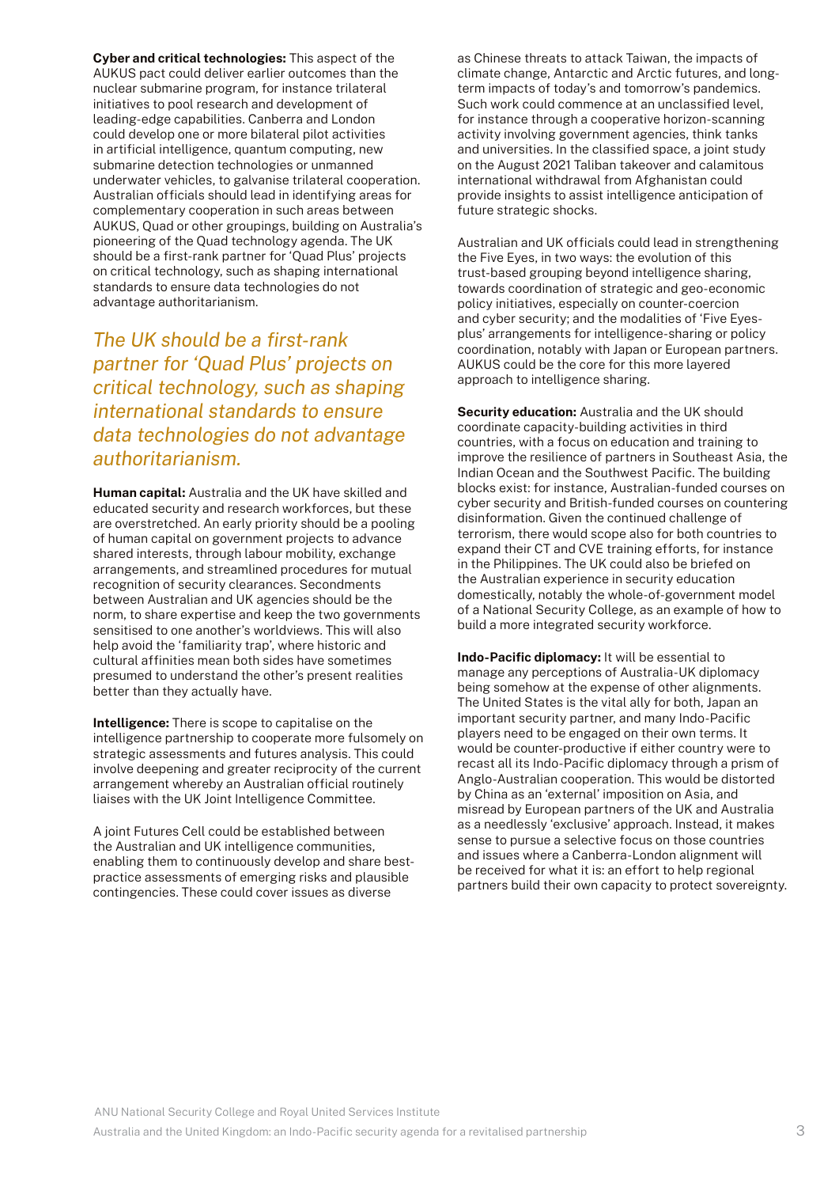**Cyber and critical technologies:** This aspect of the AUKUS pact could deliver earlier outcomes than the nuclear submarine program, for instance trilateral initiatives to pool research and development of leading-edge capabilities. Canberra and London could develop one or more bilateral pilot activities in artificial intelligence, quantum computing, new submarine detection technologies or unmanned underwater vehicles, to galvanise trilateral cooperation. Australian officials should lead in identifying areas for complementary cooperation in such areas between AUKUS, Quad or other groupings, building on Australia's pioneering of the Quad technology agenda. The UK should be a first-rank partner for 'Quad Plus' projects on critical technology, such as shaping international standards to ensure data technologies do not advantage authoritarianism.

*The UK should be a first-rank partner for 'Quad Plus' projects on critical technology, such as shaping international standards to ensure data technologies do not advantage authoritarianism.*

**Human capital:** Australia and the UK have skilled and educated security and research workforces, but these are overstretched. An early priority should be a pooling of human capital on government projects to advance shared interests, through labour mobility, exchange arrangements, and streamlined procedures for mutual recognition of security clearances. Secondments between Australian and UK agencies should be the norm, to share expertise and keep the two governments sensitised to one another's worldviews. This will also help avoid the 'familiarity trap', where historic and cultural affinities mean both sides have sometimes presumed to understand the other's present realities better than they actually have.

**Intelligence:** There is scope to capitalise on the intelligence partnership to cooperate more fulsomely on strategic assessments and futures analysis. This could involve deepening and greater reciprocity of the current arrangement whereby an Australian official routinely liaises with the UK Joint Intelligence Committee.

A joint Futures Cell could be established between the Australian and UK intelligence communities, enabling them to continuously develop and share best-practice assessments of emerging risks and plausible contingencies. These could cover issues as diverse as Chinese threats to attack Taiwan, the impacts of climate change, Antarctic and Arctic futures, and long-term impacts of today's and tomorrow's pandemics. Such work could commence at an unclassified level, for instance through a cooperative horizon-scanning activity involving government agencies, think tanks and universities. In the classified space, a joint study on the August 2021 Taliban takeover and calamitous international withdrawal from Afghanistan could provide insights to assist intelligence anticipation of future strategic shocks.

Australian and UK officials could lead in strengthening the Five Eyes, in two ways: the evolution of this trust-based grouping beyond intelligence sharing, towards coordination of strategic and geo-economic policy initiatives, especially on counter-coercion and cyber security; and the modalities of 'Five Eyes-plus' arrangements for intelligence-sharing or policy coordination, notably with Japan or European partners. AUKUS could be the core for this more layered approach to intelligence sharing.

**Security education:** Australia and the UK should coordinate capacity-building activities in third countries, with a focus on education and training to improve the resilience of partners in Southeast Asia, the Indian Ocean and the Southwest Pacific. The building blocks exist: for instance, Australian-funded courses on cyber security and British-funded courses on countering disinformation. Given the continued challenge of terrorism, there would scope also for both countries to expand their CT and CVE training efforts, for instance in the Philippines. The UK could also be briefed on the Australian experience in security education domestically, notably the whole-of-government model of a National Security College, as an example of how to build a more integrated security workforce.

**Indo-Pacific diplomacy:** It will be essential to manage any perceptions of Australia-UK diplomacy being somehow at the expense of other alignments. The United States is the vital ally for both, Japan an important security partner, and many Indo-Pacific players need to be engaged on their own terms. It would be counter-productive if either country were to recast all its Indo-Pacific diplomacy through a prism of Anglo-Australian cooperation. This would be distorted by China as an 'external' imposition on Asia, and misread by European partners of the UK and Australia as a needlessly 'exclusive' approach. Instead, it makes sense to pursue a selective focus on those countries and issues where a Canberra-London alignment will be received for what it is: an effort to help regional partners build their own capacity to protect sovereignty.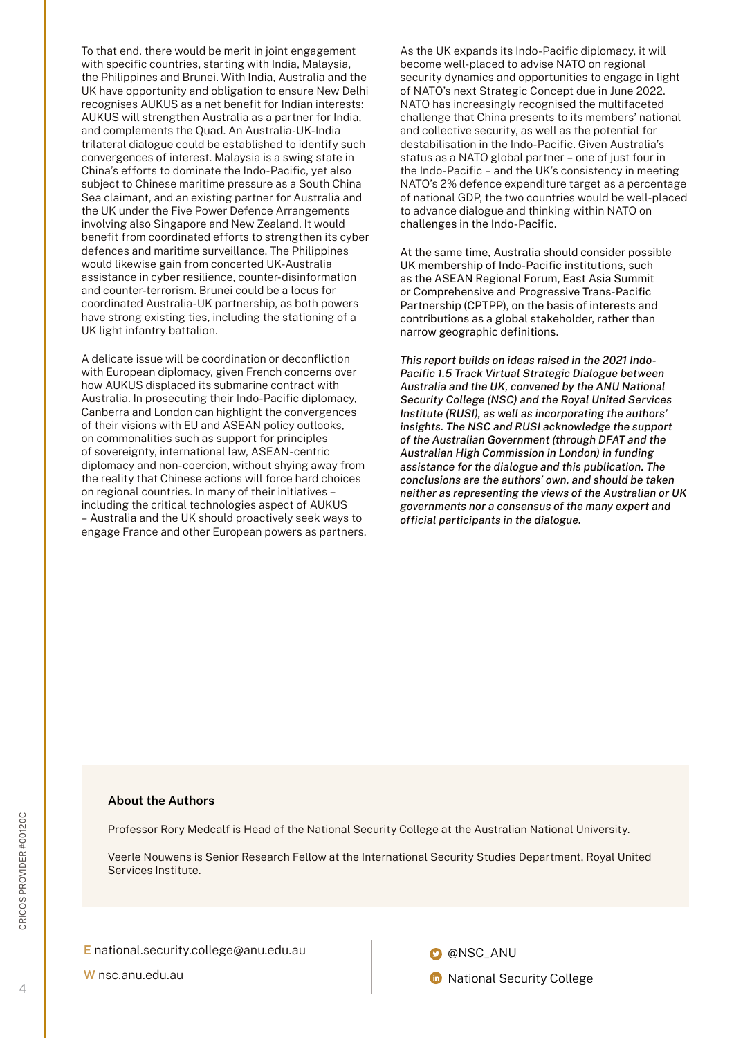To that end, there would be merit in joint engagement with specific countries, starting with India, Malaysia, the Philippines and Brunei. With India, Australia and the UK have opportunity and obligation to ensure New Delhi recognises AUKUS as a net benefit for Indian interests: AUKUS will strengthen Australia as a partner for India, and complements the Quad. An Australia-UK-India trilateral dialogue could be established to identify such convergences of interest. Malaysia is a swing state in China's efforts to dominate the Indo-Pacific, yet also subject to Chinese maritime pressure as a South China Sea claimant, and an existing partner for Australia and the UK under the Five Power Defence Arrangements involving also Singapore and New Zealand. It would benefit from coordinated efforts to strengthen its cyber defences and maritime surveillance. The Philippines would likewise gain from concerted UK-Australia assistance in cyber resilience, counter-disinformation and counter-terrorism. Brunei could be a locus for coordinated Australia-UK partnership, as both powers have strong existing ties, including the stationing of a UK light infantry battalion.

A delicate issue will be coordination or deconfliction with European diplomacy, given French concerns over how AUKUS displaced its submarine contract with Australia. In prosecuting their Indo-Pacific diplomacy, Canberra and London can highlight the convergences of their visions with EU and ASEAN policy outlooks, on commonalities such as support for principles of sovereignty, international law, ASEAN-centric diplomacy and non-coercion, without shying away from the reality that Chinese actions will force hard choices on regional countries. In many of their initiatives – including the critical technologies aspect of AUKUS – Australia and the UK should proactively seek ways to engage France and other European powers as partners.

As the UK expands its Indo-Pacific diplomacy, it will become well-placed to advise NATO on regional security dynamics and opportunities to engage in light of NATO's next Strategic Concept due in June 2022. NATO has increasingly recognised the multifaceted challenge that China presents to its members' national and collective security, as well as the potential for destabilisation in the Indo-Pacific. Given Australia's status as a NATO global partner – one of just four in the Indo-Pacific – and the UK's consistency in meeting NATO's 2% defence expenditure target as a percentage of national GDP, the two countries would be well-placed to advance dialogue and thinking within NATO on challenges in the Indo-Pacific.

At the same time, Australia should consider possible UK membership of Indo-Pacific institutions, such as the ASEAN Regional Forum, East Asia Summit or Comprehensive and Progressive Trans-Pacific Partnership (CPTPP), on the basis of interests and contributions as a global stakeholder, rather than narrow geographic definitions.

*This report builds on ideas raised in the 2021 Indo-Pacific 1.5 Track Virtual Strategic Dialogue between Australia and the UK, convened by the ANU National Security College (NSC) and the Royal United Services Institute (RUSI), as well as incorporating the authors' insights. The NSC and RUSI acknowledge the support of the Australian Government (through DFAT and the Australian High Commission in London) in funding assistance for the dialogue and this publication. The conclusions are the authors' own, and should be taken neither as representing the views of the Australian or UK governments nor a consensus of the many expert and official participants in the dialogue.*

**About the Authors**

Professor Rory Medcalf is Head of the National Security College at the Australian National University.

Veerle Nouwens is Senior Research Fellow at the International Security Studies Department, Royal United Services Institute.

E national.security.college@anu.edu.au

W nsc.anu.edu.au

@NSC_ANU

National Security College

CRICOS PROVIDER #00120C